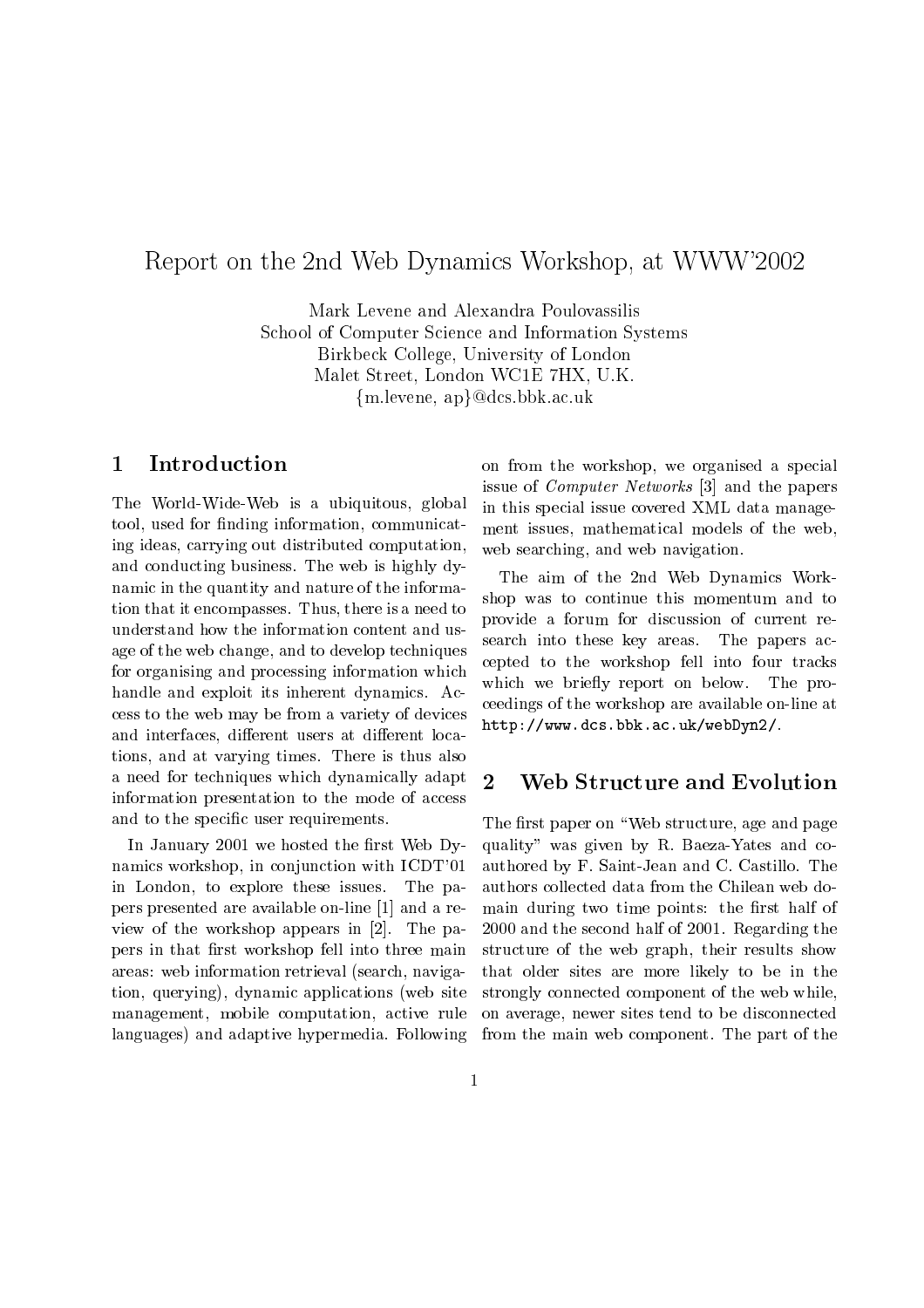# Report on the 2nd Web Dynamics Workshop, at WWW'2002

Mark Levene and Alexandra Poulovassilis
School of Computer Science and Information Systems
Birkbeck College, University of London
Malet Street, London WC1E 7HX, U.K.
{m.levene, ap}@dcs.bbk.ac.uk

## 1 Introduction

The World-Wide-Web is a ubiquitous, global tool, used for finding information, communicating ideas, carrying out distributed computation, and conducting business. The web is highly dynamic in the quantity and nature of the information that it encompasses. Thus, there is a need to understand how the information content and usage of the web change, and to develop techniques for organising and processing information which handle and exploit its inherent dynamics. Access to the web may be from a variety of devices and interfaces, different users at different locations, and at varying times. There is thus also a need for techniques which dynamically adapt information presentation to the mode of access and to the specific user requirements.

In January 2001 we hosted the first Web Dynamics workshop, in conjunction with ICDT'01 in London, to explore these issues. The papers presented are available on-line [1] and a review of the workshop appears in [2]. The papers in that first workshop fell into three main areas: web information retrieval (search, navigation, querying), dynamic applications (web site management, mobile computation, active rule languages) and adaptive hypermedia. Following on from the workshop, we organised a special issue of *Computer Networks* [3] and the papers in this special issue covered XML data management issues, mathematical models of the web, web searching, and web navigation.

The aim of the 2nd Web Dynamics Workshop was to continue this momentum and to provide a forum for discussion of current research into these key areas. The papers accepted to the workshop fell into four tracks which we briefly report on below. The proceedings of the workshop are available on-line at `http://www.dcs.bbk.ac.uk/webDyn2/`.

## 2 Web Structure and Evolution

The first paper on "Web structure, age and page quality" was given by R. Baeza-Yates and co-authored by F. Saint-Jean and C. Castillo. The authors collected data from the Chilean web domain during two time points: the first half of 2000 and the second half of 2001. Regarding the structure of the web graph, their results show that older sites are more likely to be in the strongly connected component of the web while, on average, newer sites tend to be disconnected from the main web component. The part of the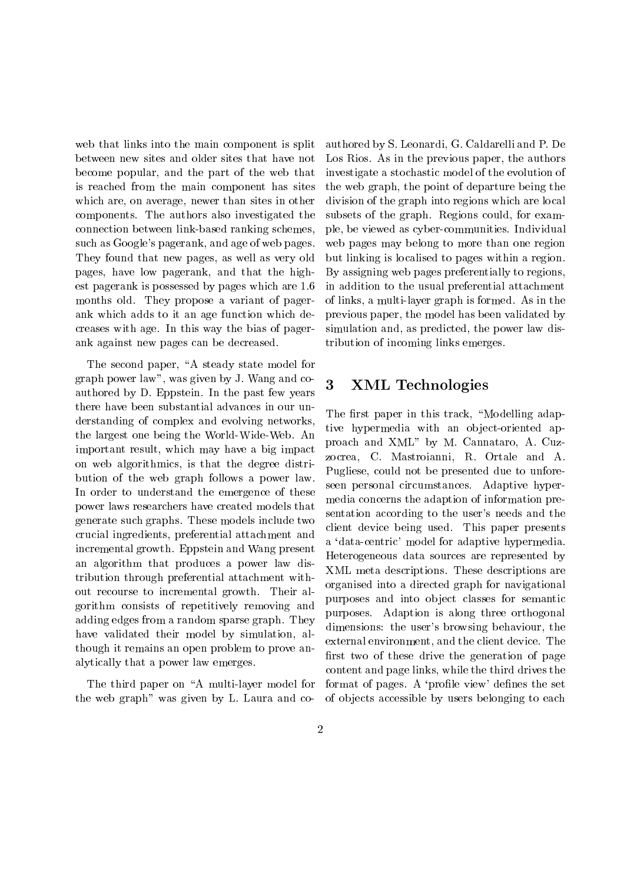web that links into the main component is split between new sites and older sites that have not become popular, and the part of the web that is reached from the main component has sites which are, on average, newer than sites in other components. The authors also investigated the connection between link-based ranking schemes, such as Google's pagerank, and age of web pages. They found that new pages, as well as very old pages, have low pagerank, and that the highest pagerank is possessed by pages which are 1.6 months old. They propose a variant of pagerank which adds to it an age function which decreases with age. In this way the bias of pagerank against new pages can be decreased.

The second paper, "A steady state model for graph power law", was given by J. Wang and co-authored by D. Eppstein. In the past few years there have been substantial advances in our understanding of complex and evolving networks, the largest one being the World-Wide-Web. An important result, which may have a big impact on web algorithmics, is that the degree distribution of the web graph follows a power law. In order to understand the emergence of these power laws researchers have created models that generate such graphs. These models include two crucial ingredients, preferential attachment and incremental growth. Eppstein and Wang present an algorithm that produces a power law distribution through preferential attachment without recourse to incremental growth. Their algorithm consists of repetitively removing and adding edges from a random sparse graph. They have validated their model by simulation, although it remains an open problem to prove analytically that a power law emerges.

The third paper on "A multi-layer model for the web graph" was given by L. Laura and co-authored by S. Leonardi, G. Caldarelli and P. De Los Rios. As in the previous paper, the authors investigate a stochastic model of the evolution of the web graph, the point of departure being the division of the graph into regions which are local subsets of the graph. Regions could, for example, be viewed as cyber-communities. Individual web pages may belong to more than one region but linking is localised to pages within a region. By assigning web pages preferentially to regions, in addition to the usual preferential attachment of links, a multi-layer graph is formed. As in the previous paper, the model has been validated by simulation and, as predicted, the power law distribution of incoming links emerges.

## 3 XML Technologies

The first paper in this track, "Modelling adaptive hypermedia with an object-oriented approach and XML" by M. Cannataro, A. Cuzzocrea, C. Mastroianni, R. Ortale and A. Pugliese, could not be presented due to unforeseen personal circumstances. Adaptive hypermedia concerns the adaption of information presentation according to the user's needs and the client device being used. This paper presents a 'data-centric' model for adaptive hypermedia. Heterogeneous data sources are represented by XML meta descriptions. These descriptions are organised into a directed graph for navigational purposes and into object classes for semantic purposes. Adaption is along three orthogonal dimensions: the user's browsing behaviour, the external environment, and the client device. The first two of these drive the generation of page content and page links, while the third drives the format of pages. A 'profile view' defines the set of objects accessible by users belonging to each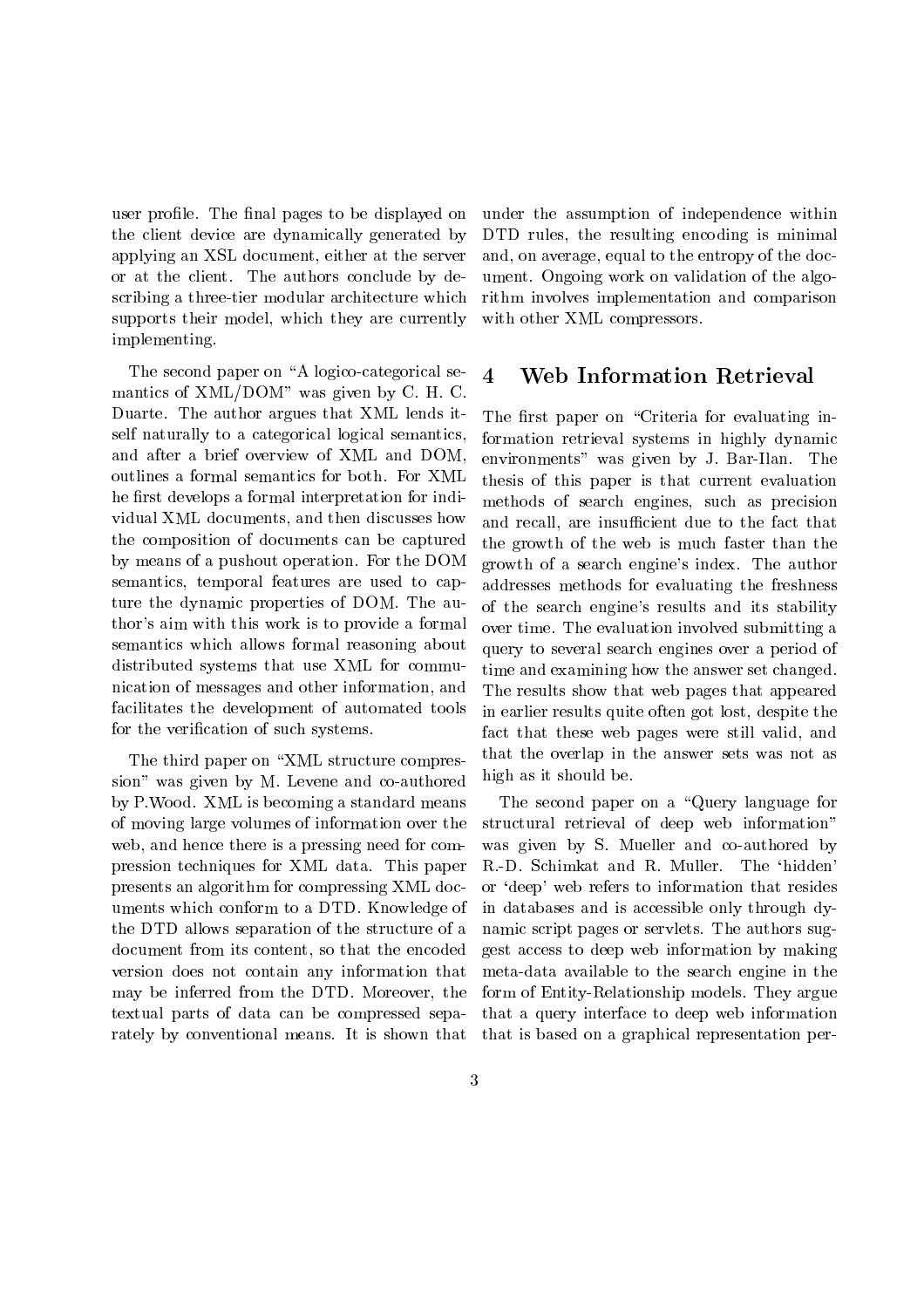user profile. The final pages to be displayed on the client device are dynamically generated by applying an XSL document, either at the server or at the client. The authors conclude by describing a three-tier modular architecture which supports their model, which they are currently implementing.

The second paper on "A logico-categorical semantics of XML/DOM" was given by C. H. C. Duarte. The author argues that XML lends itself naturally to a categorical logical semantics, and after a brief overview of XML and DOM, outlines a formal semantics for both. For XML he first develops a formal interpretation for individual XML documents, and then discusses how the composition of documents can be captured by means of a pushout operation. For the DOM semantics, temporal features are used to capture the dynamic properties of DOM. The author's aim with this work is to provide a formal semantics which allows formal reasoning about distributed systems that use XML for communication of messages and other information, and facilitates the development of automated tools for the verification of such systems.

The third paper on "XML structure compression" was given by M. Levene and co-authored by P.Wood. XML is becoming a standard means of moving large volumes of information over the web, and hence there is a pressing need for compression techniques for XML data. This paper presents an algorithm for compressing XML documents which conform to a DTD. Knowledge of the DTD allows separation of the structure of a document from its content, so that the encoded version does not contain any information that may be inferred from the DTD. Moreover, the textual parts of data can be compressed separately by conventional means. It is shown that under the assumption of independence within DTD rules, the resulting encoding is minimal and, on average, equal to the entropy of the document. Ongoing work on validation of the algorithm involves implementation and comparison with other XML compressors.

## 4 Web Information Retrieval

The first paper on "Criteria for evaluating information retrieval systems in highly dynamic environments" was given by J. Bar-Ilan. The thesis of this paper is that current evaluation methods of search engines, such as precision and recall, are insufficient due to the fact that the growth of the web is much faster than the growth of a search engine's index. The author addresses methods for evaluating the freshness of the search engine's results and its stability over time. The evaluation involved submitting a query to several search engines over a period of time and examining how the answer set changed. The results show that web pages that appeared in earlier results quite often got lost, despite the fact that these web pages were still valid, and that the overlap in the answer sets was not as high as it should be.

The second paper on a "Query language for structural retrieval of deep web information" was given by S. Mueller and co-authored by R.-D. Schimkat and R. Muller. The 'hidden' or 'deep' web refers to information that resides in databases and is accessible only through dynamic script pages or servlets. The authors suggest access to deep web information by making meta-data available to the search engine in the form of Entity-Relationship models. They argue that a query interface to deep web information that is based on a graphical representation per-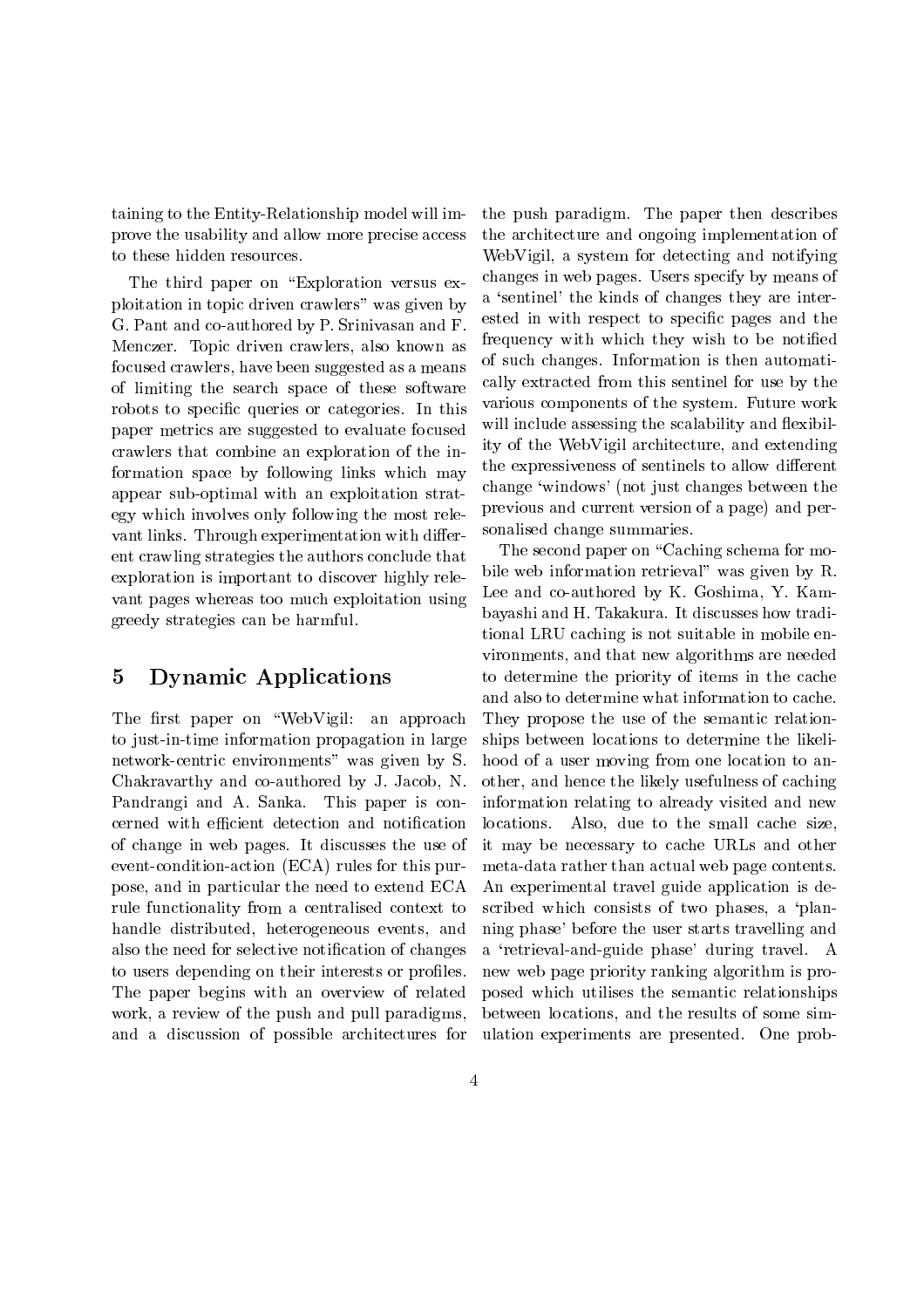taining to the Entity-Relationship model will improve the usability and allow more precise access to these hidden resources.

The third paper on "Exploration versus exploitation in topic driven crawlers" was given by G. Pant and co-authored by P. Srinivasan and F. Menczer. Topic driven crawlers, also known as focused crawlers, have been suggested as a means of limiting the search space of these software robots to specific queries or categories. In this paper metrics are suggested to evaluate focused crawlers that combine an exploration of the information space by following links which may appear sub-optimal with an exploitation strategy which involves only following the most relevant links. Through experimentation with different crawling strategies the authors conclude that exploration is important to discover highly relevant pages whereas too much exploitation using greedy strategies can be harmful.

## 5 Dynamic Applications

The first paper on "WebVigil: an approach to just-in-time information propagation in large network-centric environments" was given by S. Chakravarthy and co-authored by J. Jacob, N. Pandrangi and A. Sanka. This paper is concerned with efficient detection and notification of change in web pages. It discusses the use of event-condition-action (ECA) rules for this purpose, and in particular the need to extend ECA rule functionality from a centralised context to handle distributed, heterogeneous events, and also the need for selective notification of changes to users depending on their interests or profiles. The paper begins with an overview of related work, a review of the push and pull paradigms, and a discussion of possible architectures for the push paradigm. The paper then describes the architecture and ongoing implementation of WebVigil, a system for detecting and notifying changes in web pages. Users specify by means of a 'sentinel' the kinds of changes they are interested in with respect to specific pages and the frequency with which they wish to be notified of such changes. Information is then automatically extracted from this sentinel for use by the various components of the system. Future work will include assessing the scalability and flexibility of the WebVigil architecture, and extending the expressiveness of sentinels to allow different change 'windows' (not just changes between the previous and current version of a page) and personalised change summaries.

The second paper on "Caching schema for mobile web information retrieval" was given by R. Lee and co-authored by K. Goshima, Y. Kambayashi and H. Takakura. It discusses how traditional LRU caching is not suitable in mobile environments, and that new algorithms are needed to determine the priority of items in the cache and also to determine what information to cache. They propose the use of the semantic relationships between locations to determine the likelihood of a user moving from one location to another, and hence the likely usefulness of caching information relating to already visited and new locations. Also, due to the small cache size, it may be necessary to cache URLs and other meta-data rather than actual web page contents. An experimental travel guide application is described which consists of two phases, a 'planning phase' before the user starts travelling and a 'retrieval-and-guide phase' during travel. A new web page priority ranking algorithm is proposed which utilises the semantic relationships between locations, and the results of some simulation experiments are presented. One prob-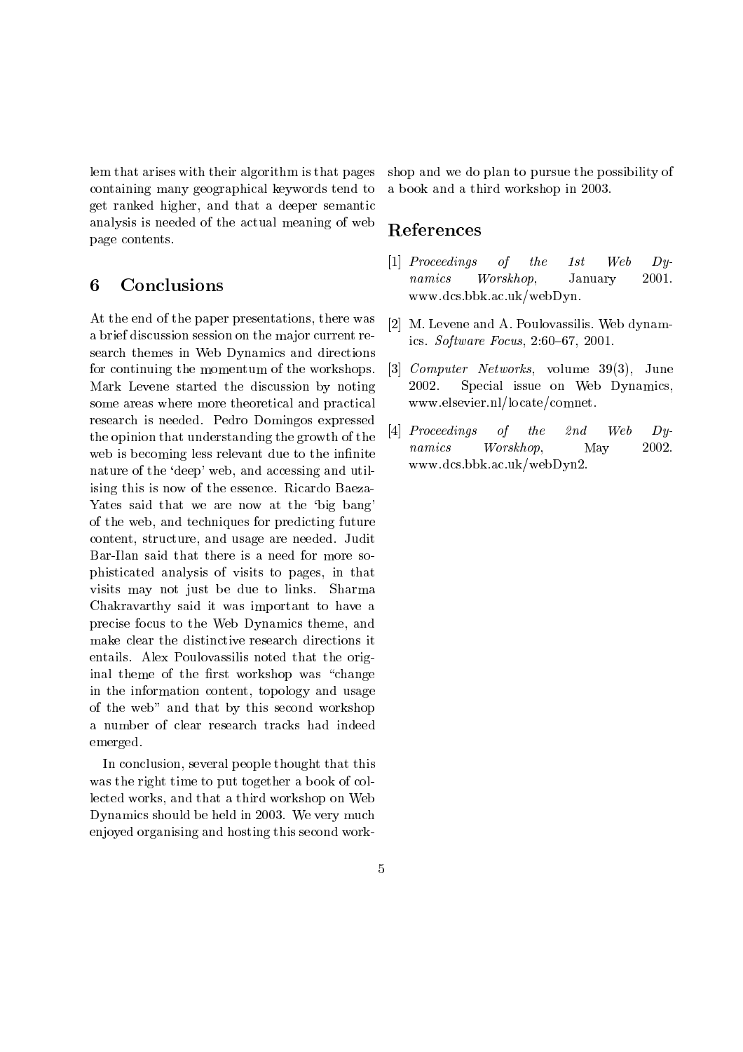lem that arises with their algorithm is that pages containing many geographical keywords tend to get ranked higher, and that a deeper semantic analysis is needed of the actual meaning of web page contents.

## 6 Conclusions

At the end of the paper presentations, there was a brief discussion session on the major current research themes in Web Dynamics and directions for continuing the momentum of the workshops. Mark Levene started the discussion by noting some areas where more theoretical and practical research is needed. Pedro Domingos expressed the opinion that understanding the growth of the web is becoming less relevant due to the infinite nature of the 'deep' web, and accessing and utilising this is now of the essence. Ricardo Baeza-Yates said that we are now at the 'big bang' of the web, and techniques for predicting future content, structure, and usage are needed. Judit Bar-Ilan said that there is a need for more sophisticated analysis of visits to pages, in that visits may not just be due to links. Sharma Chakravarthy said it was important to have a precise focus to the Web Dynamics theme, and make clear the distinctive research directions it entails. Alex Poulovassilis noted that the original theme of the first workshop was "change in the information content, topology and usage of the web" and that by this second workshop a number of clear research tracks had indeed emerged.

In conclusion, several people thought that this was the right time to put together a book of collected works, and that a third workshop on Web Dynamics should be held in 2003. We very much enjoyed organising and hosting this second workshop and we do plan to pursue the possibility of a book and a third workshop in 2003.

## References

[1] *Proceedings of the 1st Web Dynamics Worskhop*, January 2001. www.dcs.bbk.ac.uk/webDyn.

[2] M. Levene and A. Poulovassilis. Web dynamics. *Software Focus*, 2:60–67, 2001.

[3] *Computer Networks*, volume 39(3), June 2002. Special issue on Web Dynamics, www.elsevier.nl/locate/comnet.

[4] *Proceedings of the 2nd Web Dynamics Worskhop*, May 2002. www.dcs.bbk.ac.uk/webDyn2.